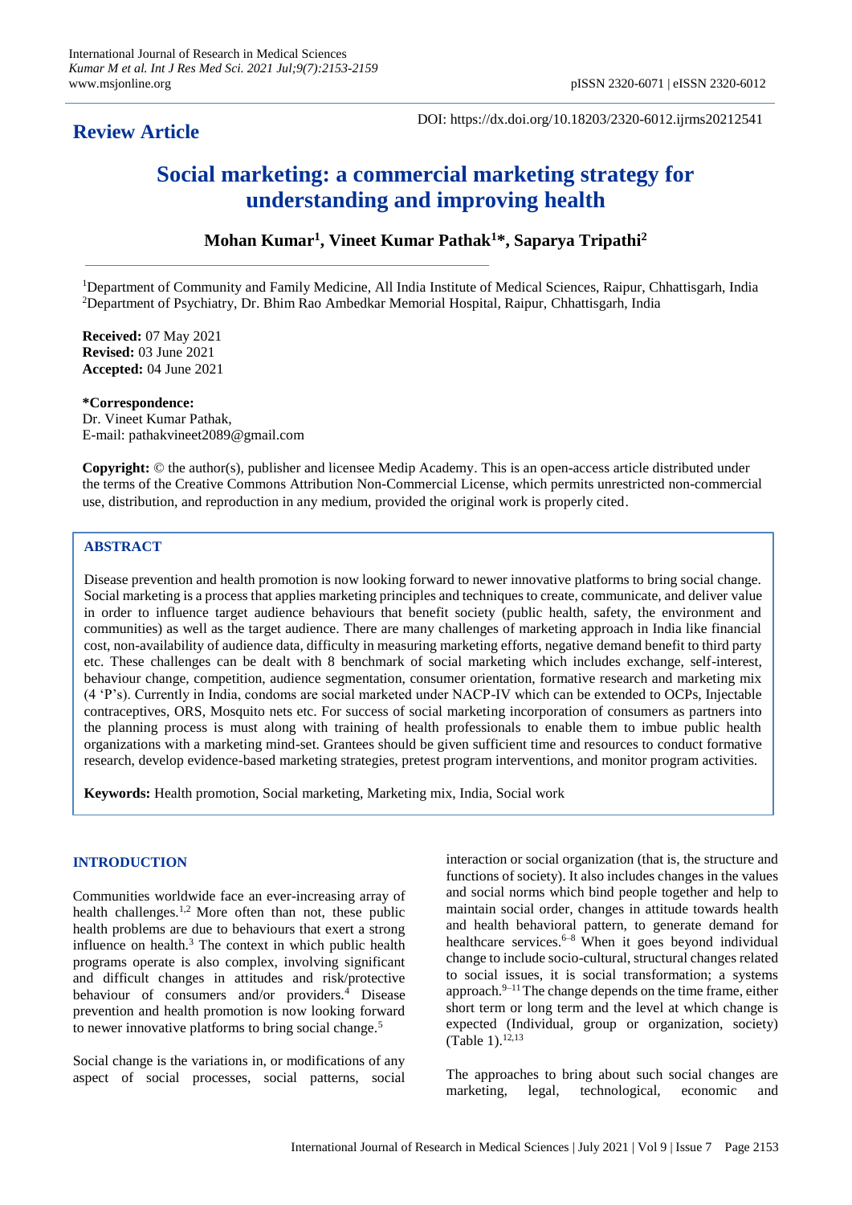**Review Article**

DOI: https://dx.doi.org/10.18203/2320-6012.ijrms20212541

# Social marketing: a commercial marketing strategy for understanding and improving health

**Mohan Kumar[1], Vineet Kumar Pathak[1]*, Saparya Tripathi[2]**

[1]Department of Community and Family Medicine, All India Institute of Medical Sciences, Raipur, Chhattisgarh, India
[2]Department of Psychiatry, Dr. Bhim Rao Ambedkar Memorial Hospital, Raipur, Chhattisgarh, India

**Received:** 07 May 2021
**Revised:** 03 June 2021
**Accepted:** 04 June 2021

***Correspondence:**
Dr. Vineet Kumar Pathak,
E-mail: pathakvineet2089@gmail.com

**Copyright:** © the author(s), publisher and licensee Medip Academy. This is an open-access article distributed under the terms of the Creative Commons Attribution Non-Commercial License, which permits unrestricted non-commercial use, distribution, and reproduction in any medium, provided the original work is properly cited.

## ABSTRACT

Disease prevention and health promotion is now looking forward to newer innovative platforms to bring social change. Social marketing is a process that applies marketing principles and techniques to create, communicate, and deliver value in order to influence target audience behaviours that benefit society (public health, safety, the environment and communities) as well as the target audience. There are many challenges of marketing approach in India like financial cost, non-availability of audience data, difficulty in measuring marketing efforts, negative demand benefit to third party etc. These challenges can be dealt with 8 benchmark of social marketing which includes exchange, self-interest, behaviour change, competition, audience segmentation, consumer orientation, formative research and marketing mix (4 'P's). Currently in India, condoms are social marketed under NACP-IV which can be extended to OCPs, Injectable contraceptives, ORS, Mosquito nets etc. For success of social marketing incorporation of consumers as partners into the planning process is must along with training of health professionals to enable them to imbue public health organizations with a marketing mind-set. Grantees should be given sufficient time and resources to conduct formative research, develop evidence-based marketing strategies, pretest program interventions, and monitor program activities.

**Keywords:** Health promotion, Social marketing, Marketing mix, India, Social work

## INTRODUCTION

Communities worldwide face an ever-increasing array of health challenges.[1,2] More often than not, these public health problems are due to behaviours that exert a strong influence on health.[3] The context in which public health programs operate is also complex, involving significant and difficult changes in attitudes and risk/protective behaviour of consumers and/or providers.[4] Disease prevention and health promotion is now looking forward to newer innovative platforms to bring social change.[5]

Social change is the variations in, or modifications of any aspect of social processes, social patterns, social interaction or social organization (that is, the structure and functions of society). It also includes changes in the values and social norms which bind people together and help to maintain social order, changes in attitude towards health and health behavioral pattern, to generate demand for healthcare services.[6–8] When it goes beyond individual change to include socio-cultural, structural changes related to social issues, it is social transformation; a systems approach.[9–11] The change depends on the time frame, either short term or long term and the level at which change is expected (Individual, group or organization, society) (Table 1).[12,13]

The approaches to bring about such social changes are marketing, legal, technological, economic and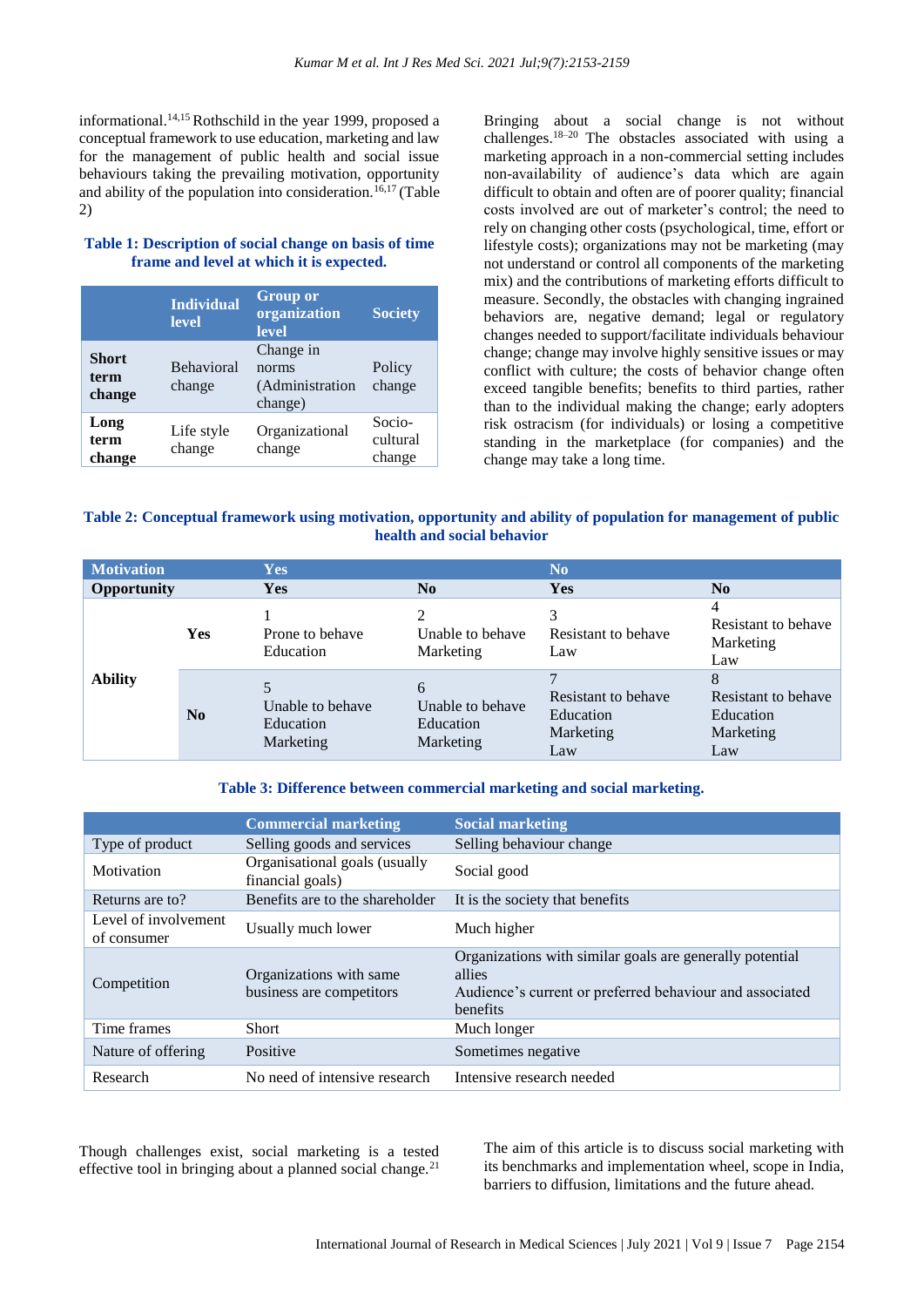informational.[14,15] Rothschild in the year 1999, proposed a conceptual framework to use education, marketing and law for the management of public health and social issue behaviours taking the prevailing motivation, opportunity and ability of the population into consideration.[16,17] (Table 2)

**Table 1: Description of social change on basis of time frame and level at which it is expected.**

| | Individual level | Group or organization level | Society |
|---|---|---|---|
| **Short term change** | Behavioral change | Change in norms (Administration change) | Policy change |
| **Long term change** | Life style change | Organizational change | Socio-cultural change |

Bringing about a social change is not without challenges.[18–20] The obstacles associated with using a marketing approach in a non-commercial setting includes non-availability of audience's data which are again difficult to obtain and often are of poorer quality; financial costs involved are out of marketer's control; the need to rely on changing other costs (psychological, time, effort or lifestyle costs); organizations may not be marketing (may not understand or control all components of the marketing mix) and the contributions of marketing efforts difficult to measure. Secondly, the obstacles with changing ingrained behaviors are, negative demand; legal or regulatory changes needed to support/facilitate individuals behaviour change; change may involve highly sensitive issues or may conflict with culture; the costs of behavior change often exceed tangible benefits; benefits to third parties, rather than to the individual making the change; early adopters risk ostracism (for individuals) or losing a competitive standing in the marketplace (for companies) and the change may take a long time.

**Table 2: Conceptual framework using motivation, opportunity and ability of population for management of public health and social behavior**

| Motivation | | Yes | | No | |
|---|---|---|---|---|---|
| **Opportunity** | | **Yes** | **No** | **Yes** | **No** |
| **Ability** | **Yes** | 1<br>Prone to behave<br>Education | 2<br>Unable to behave<br>Marketing | 3<br>Resistant to behave<br>Law | 4<br>Resistant to behave<br>Marketing<br>Law |
| | **No** | 5<br>Unable to behave<br>Education<br>Marketing | 6<br>Unable to behave<br>Education<br>Marketing | 7<br>Resistant to behave<br>Education<br>Marketing<br>Law | 8<br>Resistant to behave<br>Education<br>Marketing<br>Law |

**Table 3: Difference between commercial marketing and social marketing.**

| | Commercial marketing | Social marketing |
|---|---|---|
| Type of product | Selling goods and services | Selling behaviour change |
| Motivation | Organisational goals (usually financial goals) | Social good |
| Returns are to? | Benefits are to the shareholder | It is the society that benefits |
| Level of involvement of consumer | Usually much lower | Much higher |
| Competition | Organizations with same business are competitors | Organizations with similar goals are generally potential allies<br>Audience's current or preferred behaviour and associated benefits |
| Time frames | Short | Much longer |
| Nature of offering | Positive | Sometimes negative |
| Research | No need of intensive research | Intensive research needed |

Though challenges exist, social marketing is a tested effective tool in bringing about a planned social change.[21]

The aim of this article is to discuss social marketing with its benchmarks and implementation wheel, scope in India, barriers to diffusion, limitations and the future ahead.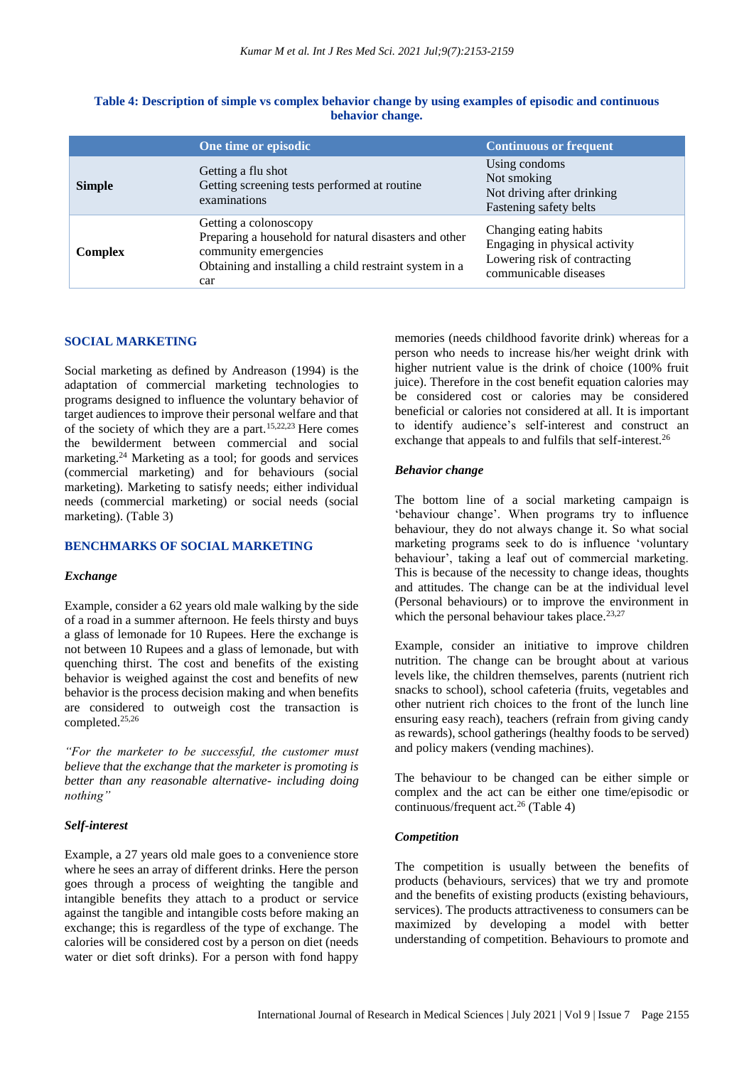**Table 4: Description of simple vs complex behavior change by using examples of episodic and continuous behavior change.**

| | One time or episodic | Continuous or frequent |
|---|---|---|
| **Simple** | Getting a flu shot<br>Getting screening tests performed at routine examinations | Using condoms<br>Not smoking<br>Not driving after drinking<br>Fastening safety belts |
| **Complex** | Getting a colonoscopy<br>Preparing a household for natural disasters and other community emergencies<br>Obtaining and installing a child restraint system in a car | Changing eating habits<br>Engaging in physical activity<br>Lowering risk of contracting communicable diseases |

## SOCIAL MARKETING

Social marketing as defined by Andreason (1994) is the adaptation of commercial marketing technologies to programs designed to influence the voluntary behavior of target audiences to improve their personal welfare and that of the society of which they are a part.[15,22,23] Here comes the bewilderment between commercial and social marketing.[24] Marketing as a tool; for goods and services (commercial marketing) and for behaviours (social marketing). Marketing to satisfy needs; either individual needs (commercial marketing) or social needs (social marketing). (Table 3)

## BENCHMARKS OF SOCIAL MARKETING

### *Exchange*

Example, consider a 62 years old male walking by the side of a road in a summer afternoon. He feels thirsty and buys a glass of lemonade for 10 Rupees. Here the exchange is not between 10 Rupees and a glass of lemonade, but with quenching thirst. The cost and benefits of the existing behavior is weighed against the cost and benefits of new behavior is the process decision making and when benefits are considered to outweigh cost the transaction is completed.[25,26]

*"For the marketer to be successful, the customer must believe that the exchange that the marketer is promoting is better than any reasonable alternative- including doing nothing"*

### *Self-interest*

Example, a 27 years old male goes to a convenience store where he sees an array of different drinks. Here the person goes through a process of weighting the tangible and intangible benefits they attach to a product or service against the tangible and intangible costs before making an exchange; this is regardless of the type of exchange. The calories will be considered cost by a person on diet (needs water or diet soft drinks). For a person with fond happy memories (needs childhood favorite drink) whereas for a person who needs to increase his/her weight drink with higher nutrient value is the drink of choice (100% fruit juice). Therefore in the cost benefit equation calories may be considered cost or calories may be considered beneficial or calories not considered at all. It is important to identify audience's self-interest and construct an exchange that appeals to and fulfils that self-interest.[26]

### *Behavior change*

The bottom line of a social marketing campaign is 'behaviour change'. When programs try to influence behaviour, they do not always change it. So what social marketing programs seek to do is influence 'voluntary behaviour', taking a leaf out of commercial marketing. This is because of the necessity to change ideas, thoughts and attitudes. The change can be at the individual level (Personal behaviours) or to improve the environment in which the personal behaviour takes place.[23,27]

Example, consider an initiative to improve children nutrition. The change can be brought about at various levels like, the children themselves, parents (nutrient rich snacks to school), school cafeteria (fruits, vegetables and other nutrient rich choices to the front of the lunch line ensuring easy reach), teachers (refrain from giving candy as rewards), school gatherings (healthy foods to be served) and policy makers (vending machines).

The behaviour to be changed can be either simple or complex and the act can be either one time/episodic or continuous/frequent act.[26] (Table 4)

### *Competition*

The competition is usually between the benefits of products (behaviours, services) that we try and promote and the benefits of existing products (existing behaviours, services). The products attractiveness to consumers can be maximized by developing a model with better understanding of competition. Behaviours to promote and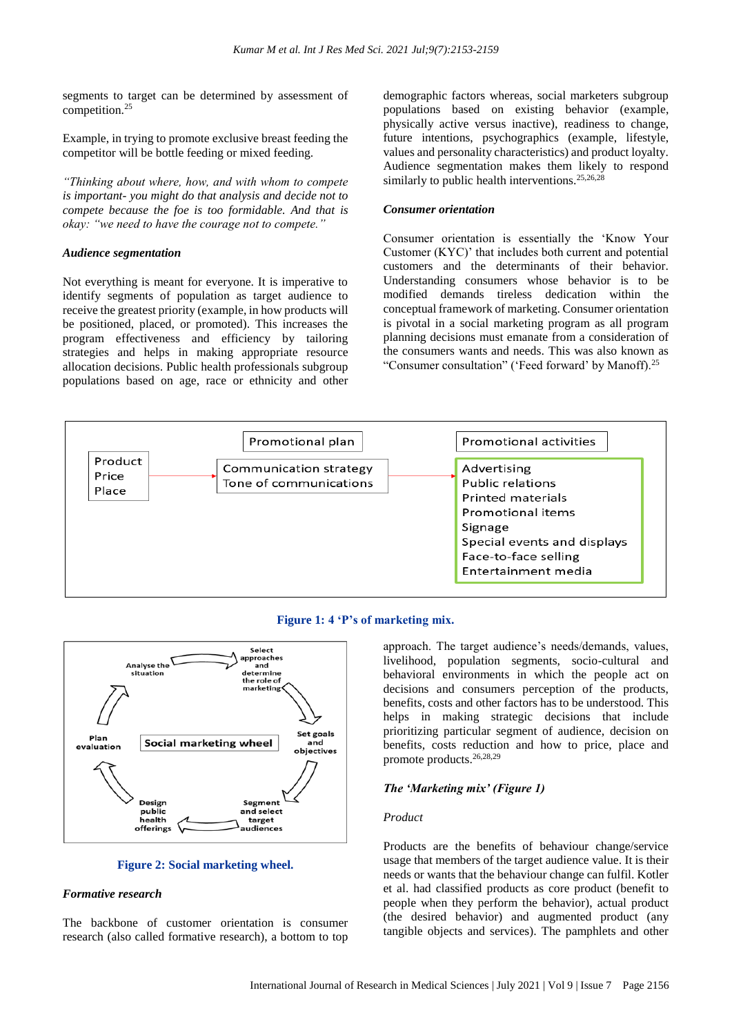segments to target can be determined by assessment of competition.[25]

Example, in trying to promote exclusive breast feeding the competitor will be bottle feeding or mixed feeding.

*"Thinking about where, how, and with whom to compete is important- you might do that analysis and decide not to compete because the foe is too formidable. And that is okay: "we need to have the courage not to compete."*

***Audience segmentation***

Not everything is meant for everyone. It is imperative to identify segments of population as target audience to receive the greatest priority (example, in how products will be positioned, placed, or promoted). This increases the program effectiveness and efficiency by tailoring strategies and helps in making appropriate resource allocation decisions. Public health professionals subgroup populations based on age, race or ethnicity and other demographic factors whereas, social marketers subgroup populations based on existing behavior (example, physically active versus inactive), readiness to change, future intentions, psychographics (example, lifestyle, values and personality characteristics) and product loyalty. Audience segmentation makes them likely to respond similarly to public health interventions.[25,26,28]

***Consumer orientation***

Consumer orientation is essentially the 'Know Your Customer (KYC)' that includes both current and potential customers and the determinants of their behavior. Understanding consumers whose behavior is to be modified demands tireless dedication within the conceptual framework of marketing. Consumer orientation is pivotal in a social marketing program as all program planning decisions must emanate from a consideration of the consumers wants and needs. This was also known as "Consumer consultation" ('Feed forward' by Manoff).[25]

| Product / Price / Place | → | Promotional plan: Communication strategy / Tone of communications | → | Promotional activities: Advertising / Public relations / Printed materials / Promotional items / Signage / Special events and displays / Face-to-face selling / Entertainment media |
|---|---|---|---|---|

**Figure 1: 4 'P's of marketing mix.**

Social marketing wheel: Analyse the situation → Select approaches and determine the role of marketing → Set goals and objectives → Segment and select target audiences → Design public health offerings → Plan evaluation → Analyse the situation

**Figure 2: Social marketing wheel.**

***Formative research***

The backbone of customer orientation is consumer research (also called formative research), a bottom to top approach. The target audience's needs/demands, values, livelihood, population segments, socio-cultural and behavioral environments in which the people act on decisions and consumers perception of the products, benefits, costs and other factors has to be understood. This helps in making strategic decisions that include prioritizing particular segment of audience, decision on benefits, costs reduction and how to price, place and promote products.[26,28,29]

***The 'Marketing mix' (Figure 1)***

*Product*

Products are the benefits of behaviour change/service usage that members of the target audience value. It is their needs or wants that the behaviour change can fulfil. Kotler et al. had classified products as core product (benefit to people when they perform the behavior), actual product (the desired behavior) and augmented product (any tangible objects and services). The pamphlets and other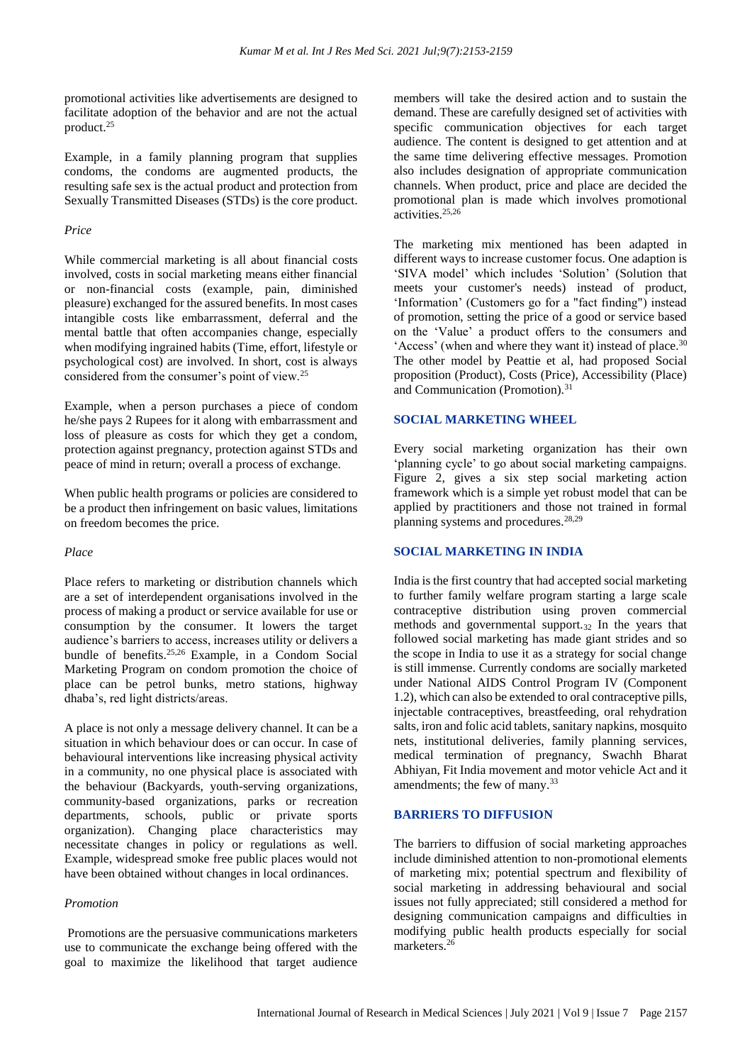promotional activities like advertisements are designed to facilitate adoption of the behavior and are not the actual product.[25]

Example, in a family planning program that supplies condoms, the condoms are augmented products, the resulting safe sex is the actual product and protection from Sexually Transmitted Diseases (STDs) is the core product.

### *Price*

While commercial marketing is all about financial costs involved, costs in social marketing means either financial or non-financial costs (example, pain, diminished pleasure) exchanged for the assured benefits. In most cases intangible costs like embarrassment, deferral and the mental battle that often accompanies change, especially when modifying ingrained habits (Time, effort, lifestyle or psychological cost) are involved. In short, cost is always considered from the consumer's point of view.[25]

Example, when a person purchases a piece of condom he/she pays 2 Rupees for it along with embarrassment and loss of pleasure as costs for which they get a condom, protection against pregnancy, protection against STDs and peace of mind in return; overall a process of exchange.

When public health programs or policies are considered to be a product then infringement on basic values, limitations on freedom becomes the price.

### *Place*

Place refers to marketing or distribution channels which are a set of interdependent organisations involved in the process of making a product or service available for use or consumption by the consumer. It lowers the target audience's barriers to access, increases utility or delivers a bundle of benefits.[25,26] Example, in a Condom Social Marketing Program on condom promotion the choice of place can be petrol bunks, metro stations, highway dhaba's, red light districts/areas.

A place is not only a message delivery channel. It can be a situation in which behaviour does or can occur. In case of behavioural interventions like increasing physical activity in a community, no one physical place is associated with the behaviour (Backyards, youth-serving organizations, community-based organizations, parks or recreation departments, schools, public or private sports organization). Changing place characteristics may necessitate changes in policy or regulations as well. Example, widespread smoke free public places would not have been obtained without changes in local ordinances.

### *Promotion*

Promotions are the persuasive communications marketers use to communicate the exchange being offered with the goal to maximize the likelihood that target audience members will take the desired action and to sustain the demand. These are carefully designed set of activities with specific communication objectives for each target audience. The content is designed to get attention and at the same time delivering effective messages. Promotion also includes designation of appropriate communication channels. When product, price and place are decided the promotional plan is made which involves promotional activities.[25,26]

The marketing mix mentioned has been adapted in different ways to increase customer focus. One adaption is 'SIVA model' which includes 'Solution' (Solution that meets your customer's needs) instead of product, 'Information' (Customers go for a "fact finding") instead of promotion, setting the price of a good or service based on the 'Value' a product offers to the consumers and 'Access' (when and where they want it) instead of place.[30] The other model by Peattie et al, had proposed Social proposition (Product), Costs (Price), Accessibility (Place) and Communication (Promotion).[31]

## SOCIAL MARKETING WHEEL

Every social marketing organization has their own 'planning cycle' to go about social marketing campaigns. Figure 2, gives a six step social marketing action framework which is a simple yet robust model that can be applied by practitioners and those not trained in formal planning systems and procedures.[28,29]

## SOCIAL MARKETING IN INDIA

India is the first country that had accepted social marketing to further family welfare program starting a large scale contraceptive distribution using proven commercial methods and governmental support.[32] In the years that followed social marketing has made giant strides and so the scope in India to use it as a strategy for social change is still immense. Currently condoms are socially marketed under National AIDS Control Program IV (Component 1.2), which can also be extended to oral contraceptive pills, injectable contraceptives, breastfeeding, oral rehydration salts, iron and folic acid tablets, sanitary napkins, mosquito nets, institutional deliveries, family planning services, medical termination of pregnancy, Swachh Bharat Abhiyan, Fit India movement and motor vehicle Act and it amendments; the few of many.[33]

## BARRIERS TO DIFFUSION

The barriers to diffusion of social marketing approaches include diminished attention to non-promotional elements of marketing mix; potential spectrum and flexibility of social marketing in addressing behavioural and social issues not fully appreciated; still considered a method for designing communication campaigns and difficulties in modifying public health products especially for social marketers.[26]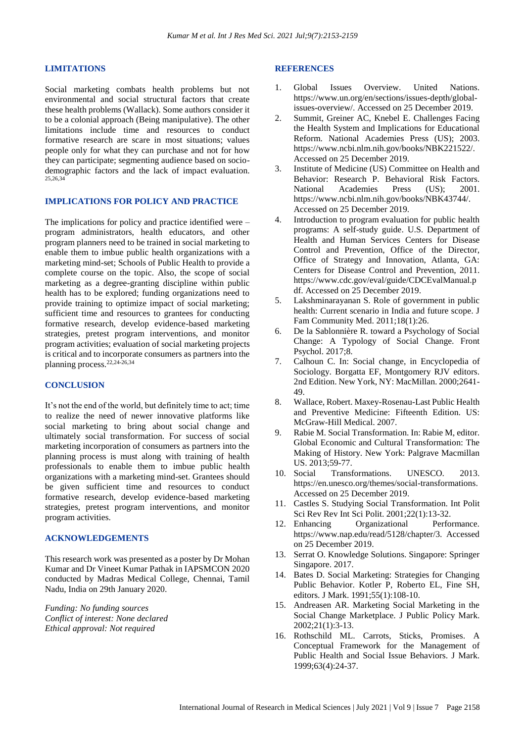## LIMITATIONS

Social marketing combats health problems but not environmental and social structural factors that create these health problems (Wallack). Some authors consider it to be a colonial approach (Being manipulative). The other limitations include time and resources to conduct formative research are scare in most situations; values people only for what they can purchase and not for how they can participate; segmenting audience based on socio-demographic factors and the lack of impact evaluation.[25,26,34]

## IMPLICATIONS FOR POLICY AND PRACTICE

The implications for policy and practice identified were – program administrators, health educators, and other program planners need to be trained in social marketing to enable them to imbue public health organizations with a marketing mind-set; Schools of Public Health to provide a complete course on the topic. Also, the scope of social marketing as a degree-granting discipline within public health has to be explored; funding organizations need to provide training to optimize impact of social marketing; sufficient time and resources to grantees for conducting formative research, develop evidence-based marketing strategies, pretest program interventions, and monitor program activities; evaluation of social marketing projects is critical and to incorporate consumers as partners into the planning process.[22,24-26,34]

## CONCLUSION

It's not the end of the world, but definitely time to act; time to realize the need of newer innovative platforms like social marketing to bring about social change and ultimately social transformation. For success of social marketing incorporation of consumers as partners into the planning process is must along with training of health professionals to enable them to imbue public health organizations with a marketing mind-set. Grantees should be given sufficient time and resources to conduct formative research, develop evidence-based marketing strategies, pretest program interventions, and monitor program activities.

## ACKNOWLEDGEMENTS

This research work was presented as a poster by Dr Mohan Kumar and Dr Vineet Kumar Pathak in IAPSMCON 2020 conducted by Madras Medical College, Chennai, Tamil Nadu, India on 29th January 2020.

*Funding: No funding sources*
*Conflict of interest: None declared*
*Ethical approval: Not required*

## REFERENCES

1. Global Issues Overview. United Nations. https://www.un.org/en/sections/issues-depth/global-issues-overview/. Accessed on 25 December 2019.
2. Summit, Greiner AC, Knebel E. Challenges Facing the Health System and Implications for Educational Reform. National Academies Press (US); 2003. https://www.ncbi.nlm.nih.gov/books/NBK221522/. Accessed on 25 December 2019.
3. Institute of Medicine (US) Committee on Health and Behavior: Research P. Behavioral Risk Factors. National Academies Press (US); 2001. https://www.ncbi.nlm.nih.gov/books/NBK43744/. Accessed on 25 December 2019.
4. Introduction to program evaluation for public health programs: A self-study guide. U.S. Department of Health and Human Services Centers for Disease Control and Prevention, Office of the Director, Office of Strategy and Innovation, Atlanta, GA: Centers for Disease Control and Prevention, 2011. https://www.cdc.gov/eval/guide/CDCEvalManual.pdf. Accessed on 25 December 2019.
5. Lakshminarayanan S. Role of government in public health: Current scenario in India and future scope. J Fam Community Med. 2011;18(1):26.
6. De la Sablonnière R. toward a Psychology of Social Change: A Typology of Social Change. Front Psychol. 2017;8.
7. Calhoun C. In: Social change, in Encyclopedia of Sociology. Borgatta EF, Montgomery RJV editors. 2nd Edition. New York, NY: MacMillan. 2000;2641-49.
8. Wallace, Robert. Maxey-Rosenau-Last Public Health and Preventive Medicine: Fifteenth Edition. US: McGraw-Hill Medical. 2007.
9. Rabie M. Social Transformation. In: Rabie M, editor. Global Economic and Cultural Transformation: The Making of History. New York: Palgrave Macmillan US. 2013;59-77.
10. Social Transformations. UNESCO. 2013. https://en.unesco.org/themes/social-transformations. Accessed on 25 December 2019.
11. Castles S. Studying Social Transformation. Int Polit Sci Rev Rev Int Sci Polit. 2001;22(1):13-32.
12. Enhancing Organizational Performance. https://www.nap.edu/read/5128/chapter/3. Accessed on 25 December 2019.
13. Serrat O. Knowledge Solutions. Singapore: Springer Singapore. 2017.
14. Bates D. Social Marketing: Strategies for Changing Public Behavior. Kotler P, Roberto EL, Fine SH, editors. J Mark. 1991;55(1):108-10.
15. Andreasen AR. Marketing Social Marketing in the Social Change Marketplace. J Public Policy Mark. 2002;21(1):3-13.
16. Rothschild ML. Carrots, Sticks, Promises. A Conceptual Framework for the Management of Public Health and Social Issue Behaviors. J Mark. 1999;63(4):24-37.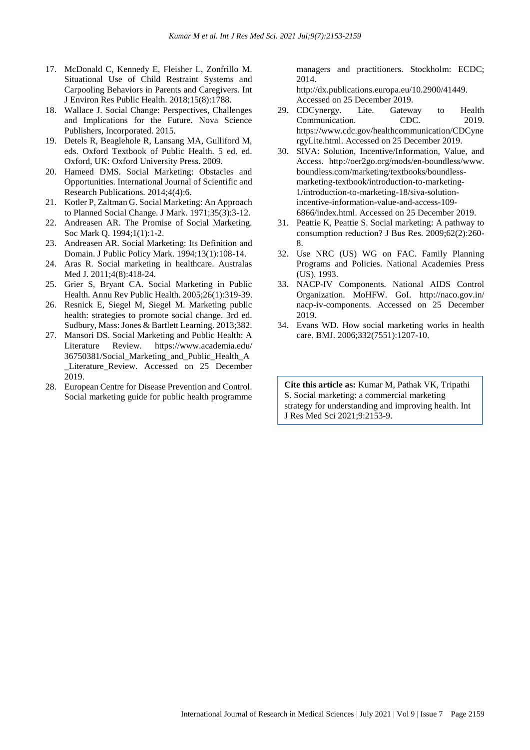17. McDonald C, Kennedy E, Fleisher L, Zonfrillo M. Situational Use of Child Restraint Systems and Carpooling Behaviors in Parents and Caregivers. Int J Environ Res Public Health. 2018;15(8):1788.
18. Wallace J. Social Change: Perspectives, Challenges and Implications for the Future. Nova Science Publishers, Incorporated. 2015.
19. Detels R, Beaglehole R, Lansang MA, Gulliford M, eds. Oxford Textbook of Public Health. 5 ed. ed. Oxford, UK: Oxford University Press. 2009.
20. Hameed DMS. Social Marketing: Obstacles and Opportunities. International Journal of Scientific and Research Publications. 2014;4(4):6.
21. Kotler P, Zaltman G. Social Marketing: An Approach to Planned Social Change. J Mark. 1971;35(3):3-12.
22. Andreasen AR. The Promise of Social Marketing. Soc Mark Q. 1994;1(1):1-2.
23. Andreasen AR. Social Marketing: Its Definition and Domain. J Public Policy Mark. 1994;13(1):108-14.
24. Aras R. Social marketing in healthcare. Australas Med J. 2011;4(8):418-24.
25. Grier S, Bryant CA. Social Marketing in Public Health. Annu Rev Public Health. 2005;26(1):319-39.
26. Resnick E, Siegel M, Siegel M. Marketing public health: strategies to promote social change. 3rd ed. Sudbury, Mass: Jones & Bartlett Learning. 2013;382.
27. Mansori DS. Social Marketing and Public Health: A Literature Review. https://www.academia.edu/36750381/Social_Marketing_and_Public_Health_A_Literature_Review. Accessed on 25 December 2019.
28. European Centre for Disease Prevention and Control. Social marketing guide for public health programme managers and practitioners. Stockholm: ECDC; 2014. http://dx.publications.europa.eu/10.2900/41449. Accessed on 25 December 2019.
29. CDCynergy. Lite. Gateway to Health Communication. CDC. 2019. https://www.cdc.gov/healthcommunication/CDCynergyLite.html. Accessed on 25 December 2019.
30. SIVA: Solution, Incentive/Information, Value, and Access. http://oer2go.org/mods/en-boundless/www.boundless.com/marketing/textbooks/boundless-marketing-textbook/introduction-to-marketing-1/introduction-to-marketing-18/siva-solution-incentive-information-value-and-access-109-6866/index.html. Accessed on 25 December 2019.
31. Peattie K, Peattie S. Social marketing: A pathway to consumption reduction? J Bus Res. 2009;62(2):260-8.
32. Use NRC (US) WG on FAC. Family Planning Programs and Policies. National Academies Press (US). 1993.
33. NACP-IV Components. National AIDS Control Organization. MoHFW. GoI. http://naco.gov.in/nacp-iv-components. Accessed on 25 December 2019.
34. Evans WD. How social marketing works in health care. BMJ. 2006;332(7551):1207-10.

**Cite this article as:** Kumar M, Pathak VK, Tripathi S. Social marketing: a commercial marketing strategy for understanding and improving health. Int J Res Med Sci 2021;9:2153-9.